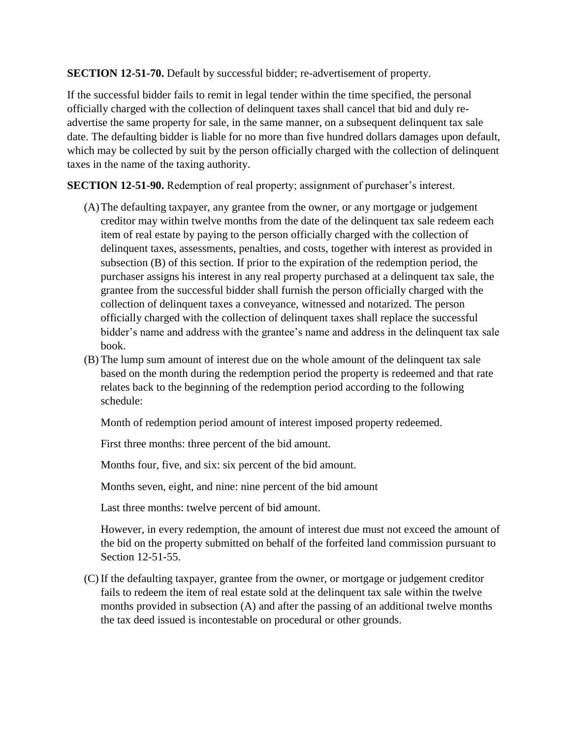**SECTION 12-51-70.** Default by successful bidder; re-advertisement of property.

If the successful bidder fails to remit in legal tender within the time specified, the personal officially charged with the collection of delinquent taxes shall cancel that bid and duly re-advertise the same property for sale, in the same manner, on a subsequent delinquent tax sale date. The defaulting bidder is liable for no more than five hundred dollars damages upon default, which may be collected by suit by the person officially charged with the collection of delinquent taxes in the name of the taxing authority.

**SECTION 12-51-90.** Redemption of real property; assignment of purchaser's interest.

(A) The defaulting taxpayer, any grantee from the owner, or any mortgage or judgement creditor may within twelve months from the date of the delinquent tax sale redeem each item of real estate by paying to the person officially charged with the collection of delinquent taxes, assessments, penalties, and costs, together with interest as provided in subsection (B) of this section. If prior to the expiration of the redemption period, the purchaser assigns his interest in any real property purchased at a delinquent tax sale, the grantee from the successful bidder shall furnish the person officially charged with the collection of delinquent taxes a conveyance, witnessed and notarized. The person officially charged with the collection of delinquent taxes shall replace the successful bidder's name and address with the grantee's name and address in the delinquent tax sale book.

(B) The lump sum amount of interest due on the whole amount of the delinquent tax sale based on the month during the redemption period the property is redeemed and that rate relates back to the beginning of the redemption period according to the following schedule:

Month of redemption period amount of interest imposed property redeemed.

First three months: three percent of the bid amount.

Months four, five, and six: six percent of the bid amount.

Months seven, eight, and nine: nine percent of the bid amount

Last three months: twelve percent of bid amount.

However, in every redemption, the amount of interest due must not exceed the amount of the bid on the property submitted on behalf of the forfeited land commission pursuant to Section 12-51-55.

(C) If the defaulting taxpayer, grantee from the owner, or mortgage or judgement creditor fails to redeem the item of real estate sold at the delinquent tax sale within the twelve months provided in subsection (A) and after the passing of an additional twelve months the tax deed issued is incontestable on procedural or other grounds.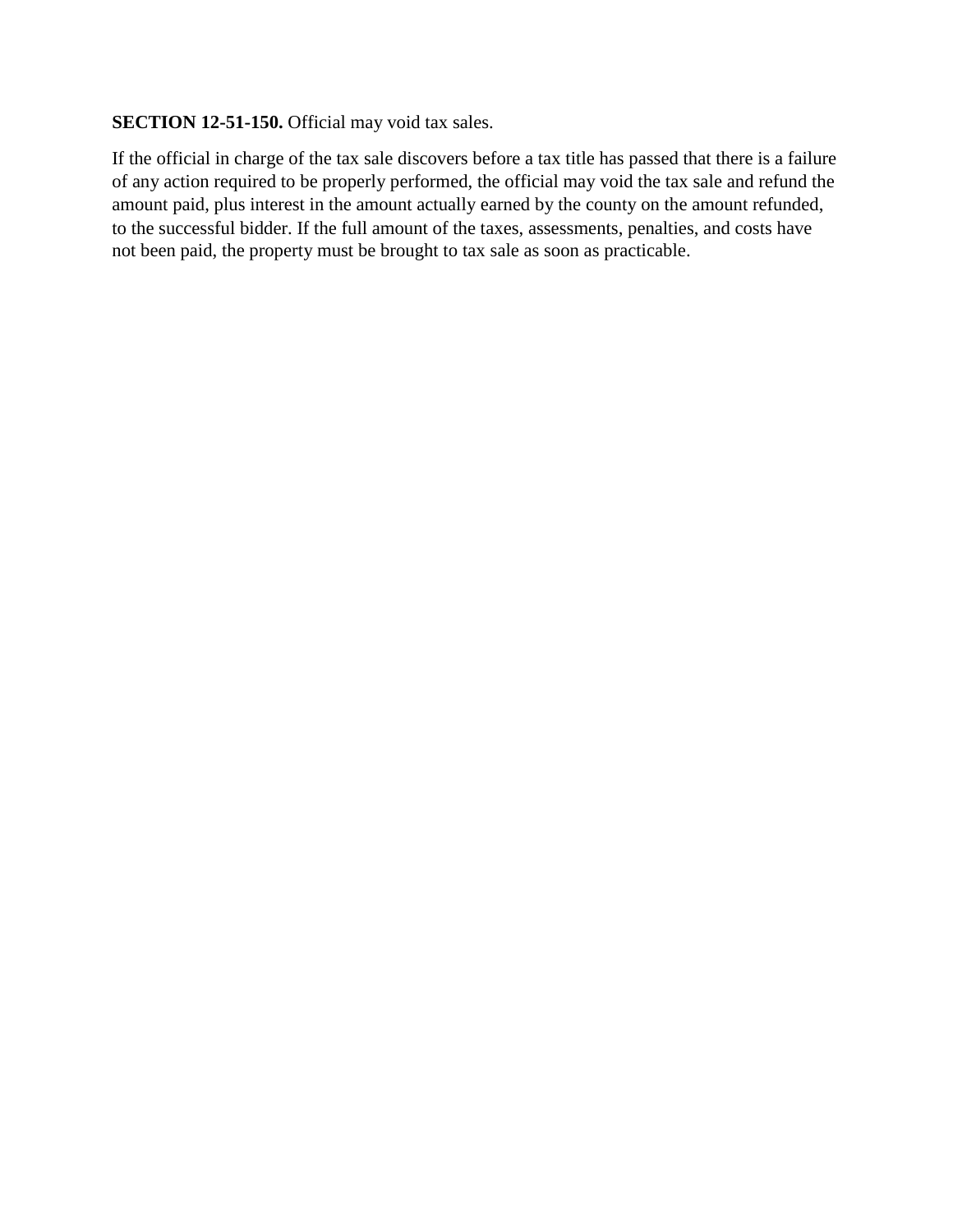**SECTION 12-51-150.** Official may void tax sales.

If the official in charge of the tax sale discovers before a tax title has passed that there is a failure of any action required to be properly performed, the official may void the tax sale and refund the amount paid, plus interest in the amount actually earned by the county on the amount refunded, to the successful bidder. If the full amount of the taxes, assessments, penalties, and costs have not been paid, the property must be brought to tax sale as soon as practicable.